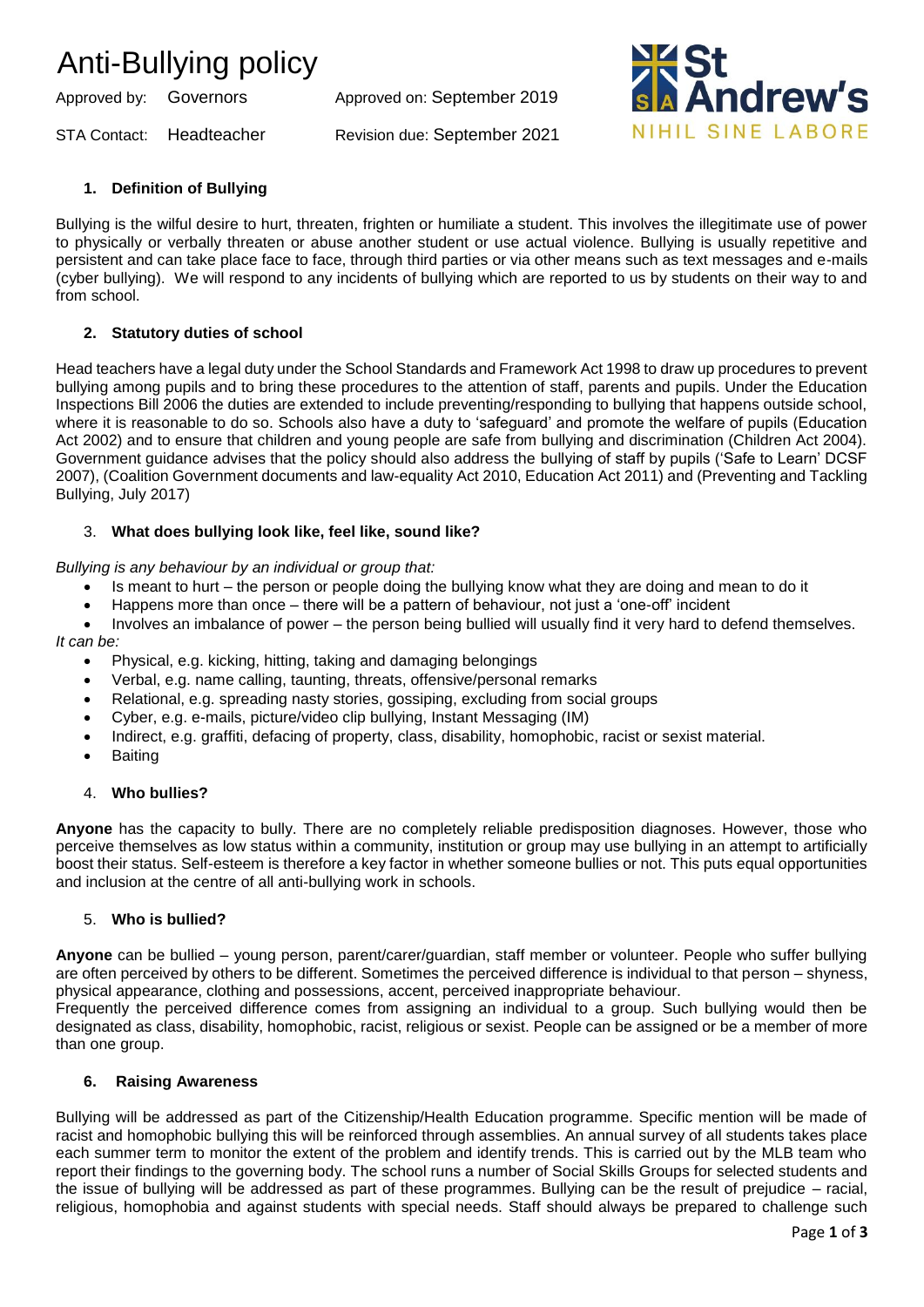# Anti-Bullying policy

Approved by: Governors | Approved on: September 2019

STA Contact: Headteacher | Revision due: September 2021

St Andrew's
NIHIL SINE LABORE

## 1. Definition of Bullying

Bullying is the wilful desire to hurt, threaten, frighten or humiliate a student. This involves the illegitimate use of power to physically or verbally threaten or abuse another student or use actual violence. Bullying is usually repetitive and persistent and can take place face to face, through third parties or via other means such as text messages and e-mails (cyber bullying). We will respond to any incidents of bullying which are reported to us by students on their way to and from school.

## 2. Statutory duties of school

Head teachers have a legal duty under the School Standards and Framework Act 1998 to draw up procedures to prevent bullying among pupils and to bring these procedures to the attention of staff, parents and pupils. Under the Education Inspections Bill 2006 the duties are extended to include preventing/responding to bullying that happens outside school, where it is reasonable to do so. Schools also have a duty to 'safeguard' and promote the welfare of pupils (Education Act 2002) and to ensure that children and young people are safe from bullying and discrimination (Children Act 2004). Government guidance advises that the policy should also address the bullying of staff by pupils ('Safe to Learn' DCSF 2007), (Coalition Government documents and law-equality Act 2010, Education Act 2011) and (Preventing and Tackling Bullying, July 2017)

## 3. What does bullying look like, feel like, sound like?

*Bullying is any behaviour by an individual or group that:*

- Is meant to hurt – the person or people doing the bullying know what they are doing and mean to do it
- Happens more than once – there will be a pattern of behaviour, not just a 'one-off' incident
- Involves an imbalance of power – the person being bullied will usually find it very hard to defend themselves.

*It can be:*

- Physical, e.g. kicking, hitting, taking and damaging belongings
- Verbal, e.g. name calling, taunting, threats, offensive/personal remarks
- Relational, e.g. spreading nasty stories, gossiping, excluding from social groups
- Cyber, e.g. e-mails, picture/video clip bullying, Instant Messaging (IM)
- Indirect, e.g. graffiti, defacing of property, class, disability, homophobic, racist or sexist material.
- Baiting

## 4. Who bullies?

**Anyone** has the capacity to bully. There are no completely reliable predisposition diagnoses. However, those who perceive themselves as low status within a community, institution or group may use bullying in an attempt to artificially boost their status. Self-esteem is therefore a key factor in whether someone bullies or not. This puts equal opportunities and inclusion at the centre of all anti-bullying work in schools.

## 5. Who is bullied?

**Anyone** can be bullied – young person, parent/carer/guardian, staff member or volunteer. People who suffer bullying are often perceived by others to be different. Sometimes the perceived difference is individual to that person – shyness, physical appearance, clothing and possessions, accent, perceived inappropriate behaviour.

Frequently the perceived difference comes from assigning an individual to a group. Such bullying would then be designated as class, disability, homophobic, racist, religious or sexist. People can be assigned or be a member of more than one group.

## 6. Raising Awareness

Bullying will be addressed as part of the Citizenship/Health Education programme. Specific mention will be made of racist and homophobic bullying this will be reinforced through assemblies. An annual survey of all students takes place each summer term to monitor the extent of the problem and identify trends. This is carried out by the MLB team who report their findings to the governing body. The school runs a number of Social Skills Groups for selected students and the issue of bullying will be addressed as part of these programmes. Bullying can be the result of prejudice – racial, religious, homophobia and against students with special needs. Staff should always be prepared to challenge such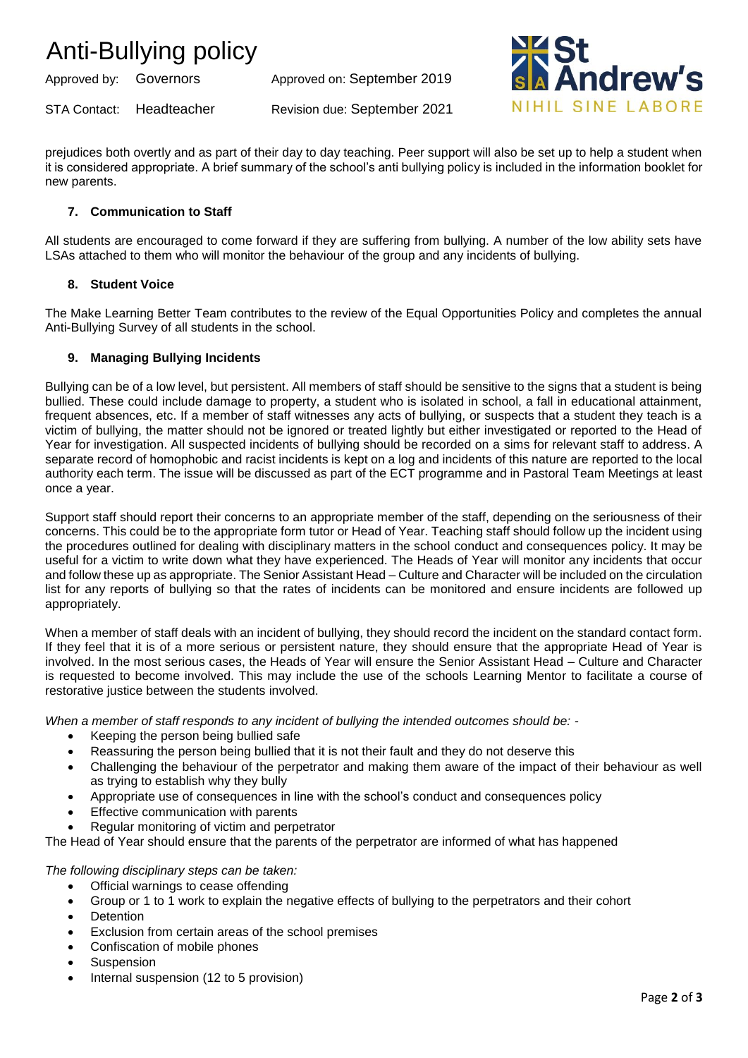prejudices both overtly and as part of their day to day teaching. Peer support will also be set up to help a student when it is considered appropriate. A brief summary of the school's anti bullying policy is included in the information booklet for new parents.

### 7. Communication to Staff

All students are encouraged to come forward if they are suffering from bullying. A number of the low ability sets have LSAs attached to them who will monitor the behaviour of the group and any incidents of bullying.

### 8. Student Voice

The Make Learning Better Team contributes to the review of the Equal Opportunities Policy and completes the annual Anti-Bullying Survey of all students in the school.

### 9. Managing Bullying Incidents

Bullying can be of a low level, but persistent. All members of staff should be sensitive to the signs that a student is being bullied. These could include damage to property, a student who is isolated in school, a fall in educational attainment, frequent absences, etc. If a member of staff witnesses any acts of bullying, or suspects that a student they teach is a victim of bullying, the matter should not be ignored or treated lightly but either investigated or reported to the Head of Year for investigation. All suspected incidents of bullying should be recorded on a sims for relevant staff to address. A separate record of homophobic and racist incidents is kept on a log and incidents of this nature are reported to the local authority each term. The issue will be discussed as part of the ECT programme and in Pastoral Team Meetings at least once a year.

Support staff should report their concerns to an appropriate member of the staff, depending on the seriousness of their concerns. This could be to the appropriate form tutor or Head of Year. Teaching staff should follow up the incident using the procedures outlined for dealing with disciplinary matters in the school conduct and consequences policy. It may be useful for a victim to write down what they have experienced. The Heads of Year will monitor any incidents that occur and follow these up as appropriate. The Senior Assistant Head – Culture and Character will be included on the circulation list for any reports of bullying so that the rates of incidents can be monitored and ensure incidents are followed up appropriately.

When a member of staff deals with an incident of bullying, they should record the incident on the standard contact form. If they feel that it is of a more serious or persistent nature, they should ensure that the appropriate Head of Year is involved. In the most serious cases, the Heads of Year will ensure the Senior Assistant Head – Culture and Character is requested to become involved. This may include the use of the schools Learning Mentor to facilitate a course of restorative justice between the students involved.

*When a member of staff responds to any incident of bullying the intended outcomes should be: -*

- Keeping the person being bullied safe
- Reassuring the person being bullied that it is not their fault and they do not deserve this
- Challenging the behaviour of the perpetrator and making them aware of the impact of their behaviour as well as trying to establish why they bully
- Appropriate use of consequences in line with the school's conduct and consequences policy
- Effective communication with parents
- Regular monitoring of victim and perpetrator

The Head of Year should ensure that the parents of the perpetrator are informed of what has happened

*The following disciplinary steps can be taken:*

- Official warnings to cease offending
- Group or 1 to 1 work to explain the negative effects of bullying to the perpetrators and their cohort
- Detention
- Exclusion from certain areas of the school premises
- Confiscation of mobile phones
- Suspension
- Internal suspension (12 to 5 provision)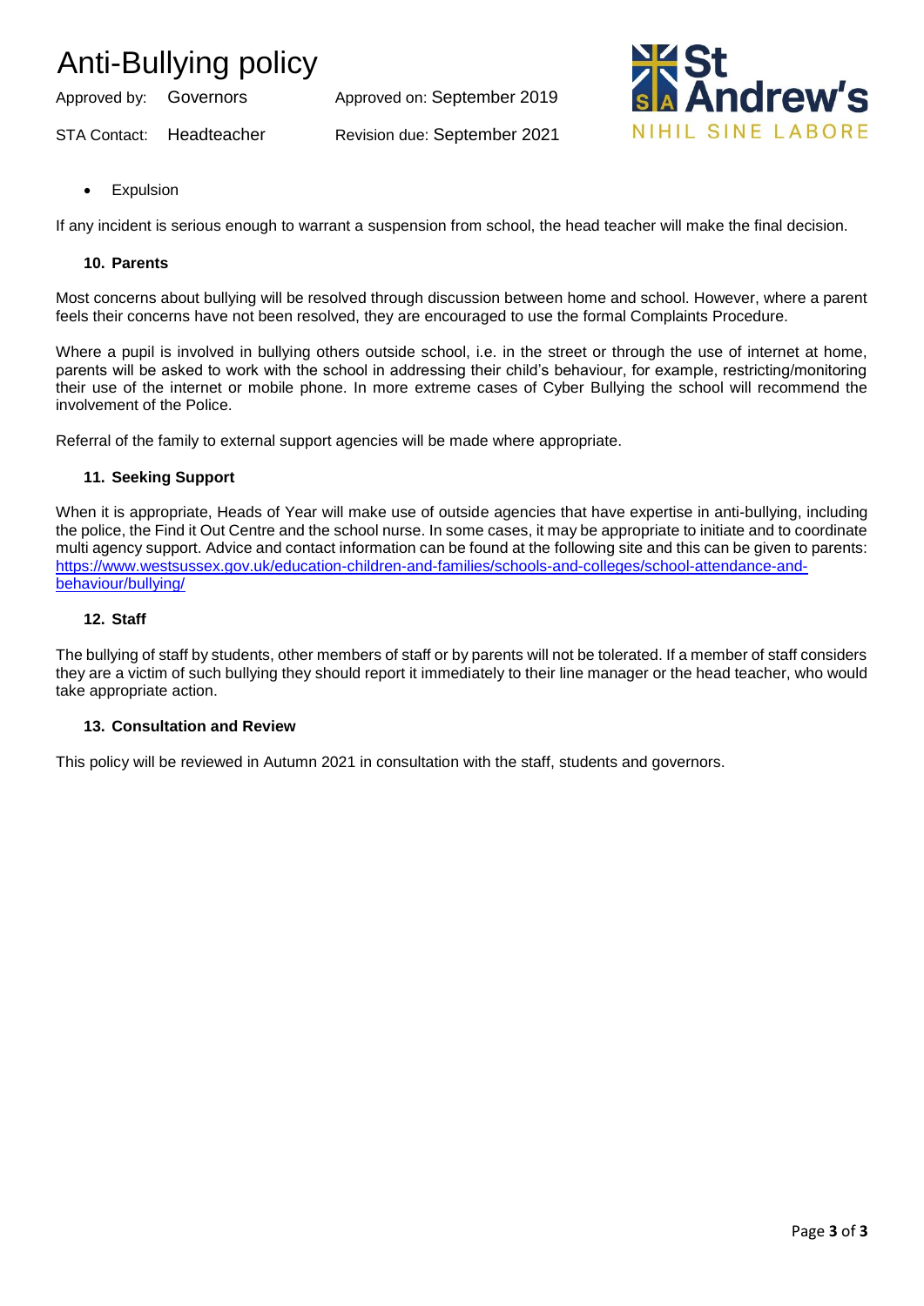- Expulsion

If any incident is serious enough to warrant a suspension from school, the head teacher will make the final decision.

### 10. Parents

Most concerns about bullying will be resolved through discussion between home and school. However, where a parent feels their concerns have not been resolved, they are encouraged to use the formal Complaints Procedure.

Where a pupil is involved in bullying others outside school, i.e. in the street or through the use of internet at home, parents will be asked to work with the school in addressing their child's behaviour, for example, restricting/monitoring their use of the internet or mobile phone. In more extreme cases of Cyber Bullying the school will recommend the involvement of the Police.

Referral of the family to external support agencies will be made where appropriate.

### 11. Seeking Support

When it is appropriate, Heads of Year will make use of outside agencies that have expertise in anti-bullying, including the police, the Find it Out Centre and the school nurse. In some cases, it may be appropriate to initiate and to coordinate multi agency support. Advice and contact information can be found at the following site and this can be given to parents: [https://www.westsussex.gov.uk/education-children-and-families/schools-and-colleges/school-attendance-and-behaviour/bullying/](https://www.westsussex.gov.uk/education-children-and-families/schools-and-colleges/school-attendance-and-behaviour/bullying/)

### 12. Staff

The bullying of staff by students, other members of staff or by parents will not be tolerated. If a member of staff considers they are a victim of such bullying they should report it immediately to their line manager or the head teacher, who would take appropriate action.

### 13. Consultation and Review

This policy will be reviewed in Autumn 2021 in consultation with the staff, students and governors.